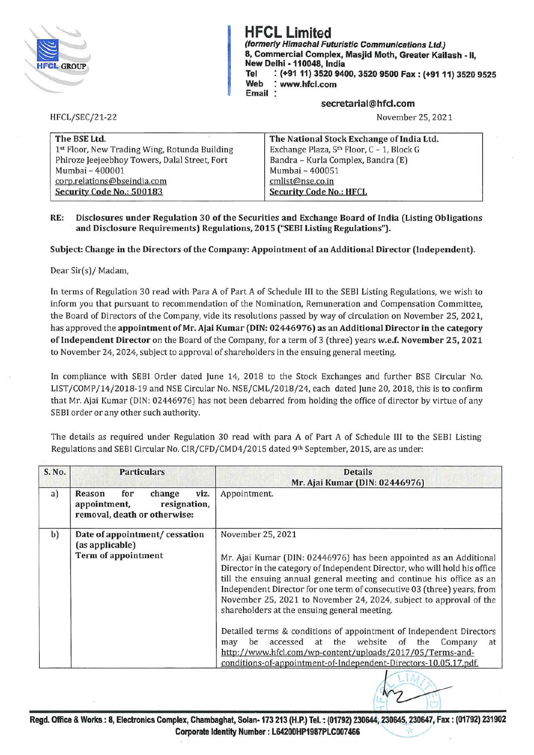# HFCL Limited

***(formerly Himachal Futuristic Communications Ltd.)***
**8, Commercial Complex, Masjid Moth, Greater Kailash - II, New Delhi - 110048, India**
**Tel : (+91 11) 3520 9400, 3520 9500 Fax : (+91 11) 3520 9525**
**Web : www.hfcl.com**
**Email : secretarial@hfcl.com**

HFCL/SEC/21-22

November 25, 2021

| The BSE Ltd. | The National Stock Exchange of India Ltd. |
|---|---|
| 1st Floor, New Trading Wing, Rotunda Building | Exchange Plaza, 5th Floor, C – 1, Block G |
| Phiroze Jeejeebhoy Towers, Dalal Street, Fort | Bandra – Kurla Complex, Bandra (E) |
| Mumbai – 400001 | Mumbai – 400051 |
| corp.relations@bseindia.com | cmlist@nse.co.in |
| **Security Code No.: 500183** | **Security Code No.: HFCL** |

**RE: Disclosures under Regulation 30 of the Securities and Exchange Board of India (Listing Obligations and Disclosure Requirements) Regulations, 2015 ("SEBI Listing Regulations").**

**Subject: Change in the Directors of the Company: Appointment of an Additional Director (Independent).**

Dear Sir(s)/ Madam,

In terms of Regulation 30 read with Para A of Part A of Schedule III to the SEBI Listing Regulations, we wish to inform you that pursuant to recommendation of the Nomination, Remuneration and Compensation Committee, the Board of Directors of the Company, vide its resolutions passed by way of circulation on November 25, 2021, has approved the **appointment of Mr. Ajai Kumar (DIN: 02446976) as an Additional Director in the category of Independent Director** on the Board of the Company, for a term of 3 (three) years **w.e.f. November 25, 2021** to November 24, 2024, subject to approval of shareholders in the ensuing general meeting.

In compliance with SEBI Order dated June 14, 2018 to the Stock Exchanges and further BSE Circular No. LIST/COMP/14/2018-19 and NSE Circular No. NSE/CML/2018/24, each dated June 20, 2018, this is to confirm that Mr. Ajai Kumar (DIN: 02446976) has not been debarred from holding the office of director by virtue of any SEBI order or any other such authority.

The details as required under Regulation 30 read with para A of Part A of Schedule III to the SEBI Listing Regulations and SEBI Circular No. CIR/CFD/CMD4/2015 dated 9th September, 2015, are as under:

| S. No. | Particulars | Details<br>Mr. Ajai Kumar (DIN: 02446976) |
|---|---|---|
| a) | **Reason for change viz. appointment, resignation, removal, death or otherwise:** | Appointment. |
| b) | **Date of appointment/ cessation (as applicable)**<br>**Term of appointment** | November 25, 2021<br><br>Mr. Ajai Kumar (DIN: 02446976) has been appointed as an Additional Director in the category of Independent Director, who will hold his office till the ensuing annual general meeting and continue his office as an Independent Director for one term of consecutive 03 (three) years, from November 25, 2021 to November 24, 2024, subject to approval of the shareholders at the ensuing general meeting.<br><br>Detailed terms & conditions of appointment of Independent Directors may be accessed at the website of the Company at http://www.hfcl.com/wp-content/uploads/2017/05/Terms-and-conditions-of-appointment-of-Independent-Directors-10.05.17.pdf. |

**Regd. Office & Works : 8, Electronics Complex, Chambaghat, Solan- 173 213 (H.P.) Tel. : (01792) 230644, 230645, 230647, Fax : (01792) 231902**
**Corporate Identity Number : L64200HP1987PLC007466**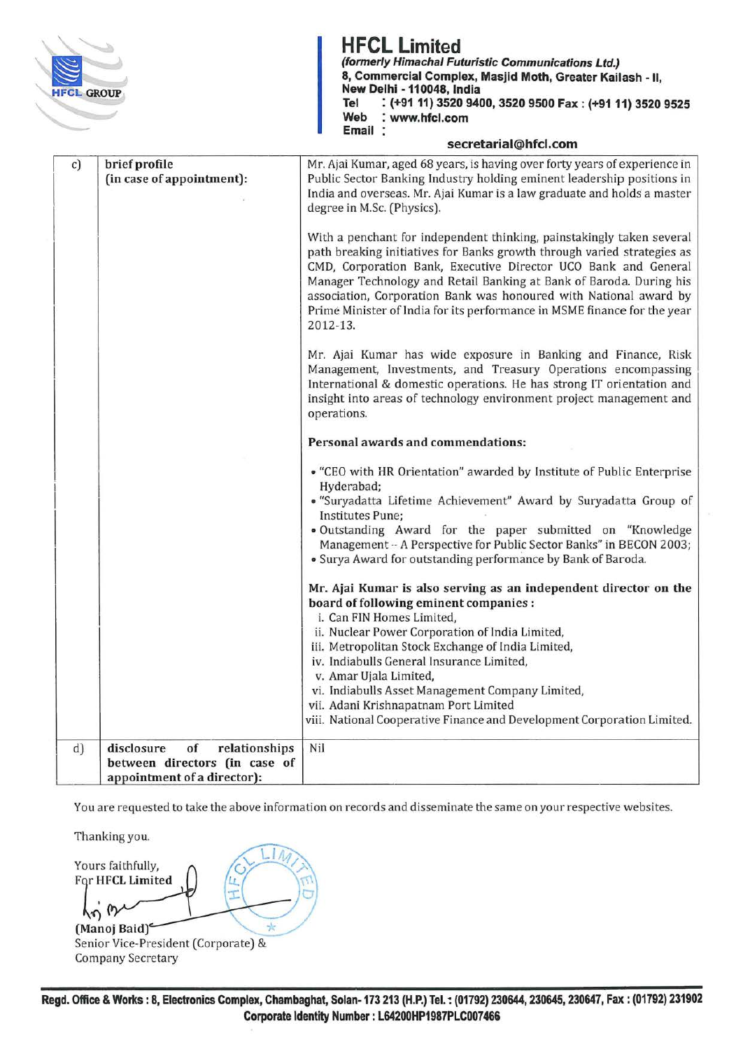| | | |
|---|---|---|
| c) | brief profile (in case of appointment): | Mr. Ajai Kumar, aged 68 years, is having over forty years of experience in Public Sector Banking Industry holding eminent leadership positions in India and overseas. Mr. Ajai Kumar is a law graduate and holds a master degree in M.Sc. (Physics).<br><br>With a penchant for independent thinking, painstakingly taken several path breaking initiatives for Banks growth through varied strategies as CMD, Corporation Bank, Executive Director UCO Bank and General Manager Technology and Retail Banking at Bank of Baroda. During his association, Corporation Bank was honoured with National award by Prime Minister of India for its performance in MSME finance for the year 2012-13.<br><br>Mr. Ajai Kumar has wide exposure in Banking and Finance, Risk Management, Investments, and Treasury Operations encompassing International & domestic operations. He has strong IT orientation and insight into areas of technology environment project management and operations.<br><br>**Personal awards and commendations:**<br><br>• "CEO with HR Orientation" awarded by Institute of Public Enterprise Hyderabad;<br>• "Suryadatta Lifetime Achievement" Award by Suryadatta Group of Institutes Pune;<br>• Outstanding Award for the paper submitted on "Knowledge Management – A Perspective for Public Sector Banks" in BECON 2003;<br>• Surya Award for outstanding performance by Bank of Baroda.<br><br>**Mr. Ajai Kumar is also serving as an independent director on the board of following eminent companies :**<br>i. Can FIN Homes Limited,<br>ii. Nuclear Power Corporation of India Limited,<br>iii. Metropolitan Stock Exchange of India Limited,<br>iv. Indiabulls General Insurance Limited,<br>v. Amar Ujala Limited,<br>vi. Indiabulls Asset Management Company Limited,<br>vii. Adani Krishnapatnam Port Limited<br>viii. National Cooperative Finance and Development Corporation Limited. |
| d) | disclosure of relationships between directors (in case of appointment of a director): | Nil |

You are requested to take the above information on records and disseminate the same on your respective websites.

Thanking you.

Yours faithfully,
For HFCL Limited

(Manoj Baid)
Senior Vice-President (Corporate) &
Company Secretary